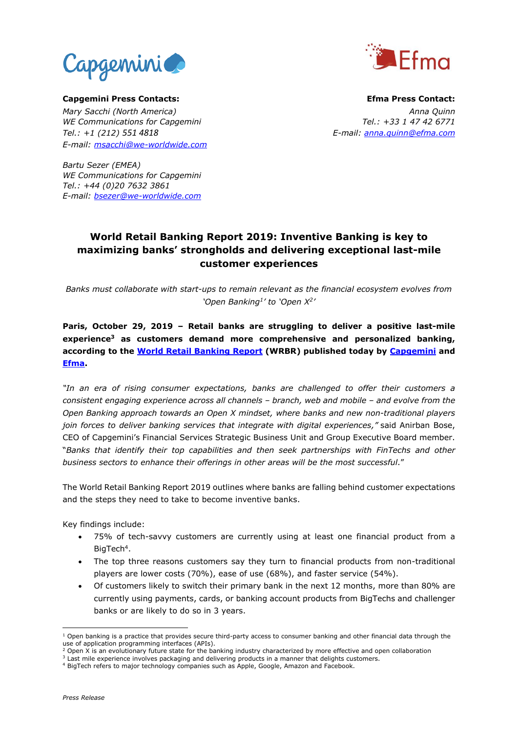**Capgemini Press Contacts:**
*Mary Sacchi (North America)*
*WE Communications for Capgemini*
*Tel.: +1 (212) 551 4818*
*E-mail: msacchi@we-worldwide.com*

*Bartu Sezer (EMEA)*
*WE Communications for Capgemini*
*Tel.: +44 (0)20 7632 3861*
*E-mail: bsezer@we-worldwide.com*

**Efma Press Contact:**
*Anna Quinn*
*Tel.: +33 1 47 42 6771*
*E-mail: anna.quinn@efma.com*

# World Retail Banking Report 2019: Inventive Banking is key to maximizing banks' strongholds and delivering exceptional last-mile customer experiences

*Banks must collaborate with start-ups to remain relevant as the financial ecosystem evolves from 'Open Banking[1]' to 'Open X[2]'*

**Paris, October 29, 2019 – Retail banks are struggling to deliver a positive last-mile experience[3] as customers demand more comprehensive and personalized banking, according to the World Retail Banking Report (WRBR) published today by Capgemini and Efma.**

*"In an era of rising consumer expectations, banks are challenged to offer their customers a consistent engaging experience across all channels – branch, web and mobile – and evolve from the Open Banking approach towards an Open X mindset, where banks and new non-traditional players join forces to deliver banking services that integrate with digital experiences,"* said Anirban Bose, CEO of Capgemini's Financial Services Strategic Business Unit and Group Executive Board member. "*Banks that identify their top capabilities and then seek partnerships with FinTechs and other business sectors to enhance their offerings in other areas will be the most successful*."

The World Retail Banking Report 2019 outlines where banks are falling behind customer expectations and the steps they need to take to become inventive banks.

Key findings include:

- 75% of tech-savvy customers are currently using at least one financial product from a BigTech[4].
- The top three reasons customers say they turn to financial products from non-traditional players are lower costs (70%), ease of use (68%), and faster service (54%).
- Of customers likely to switch their primary bank in the next 12 months, more than 80% are currently using payments, cards, or banking account products from BigTechs and challenger banks or are likely to do so in 3 years.

---

[1] Open banking is a practice that provides secure third-party access to consumer banking and other financial data through the use of application programming interfaces (APIs).
[2] Open X is an evolutionary future state for the banking industry characterized by more effective and open collaboration
[3] Last mile experience involves packaging and delivering products in a manner that delights customers.
[4] BigTech refers to major technology companies such as Apple, Google, Amazon and Facebook.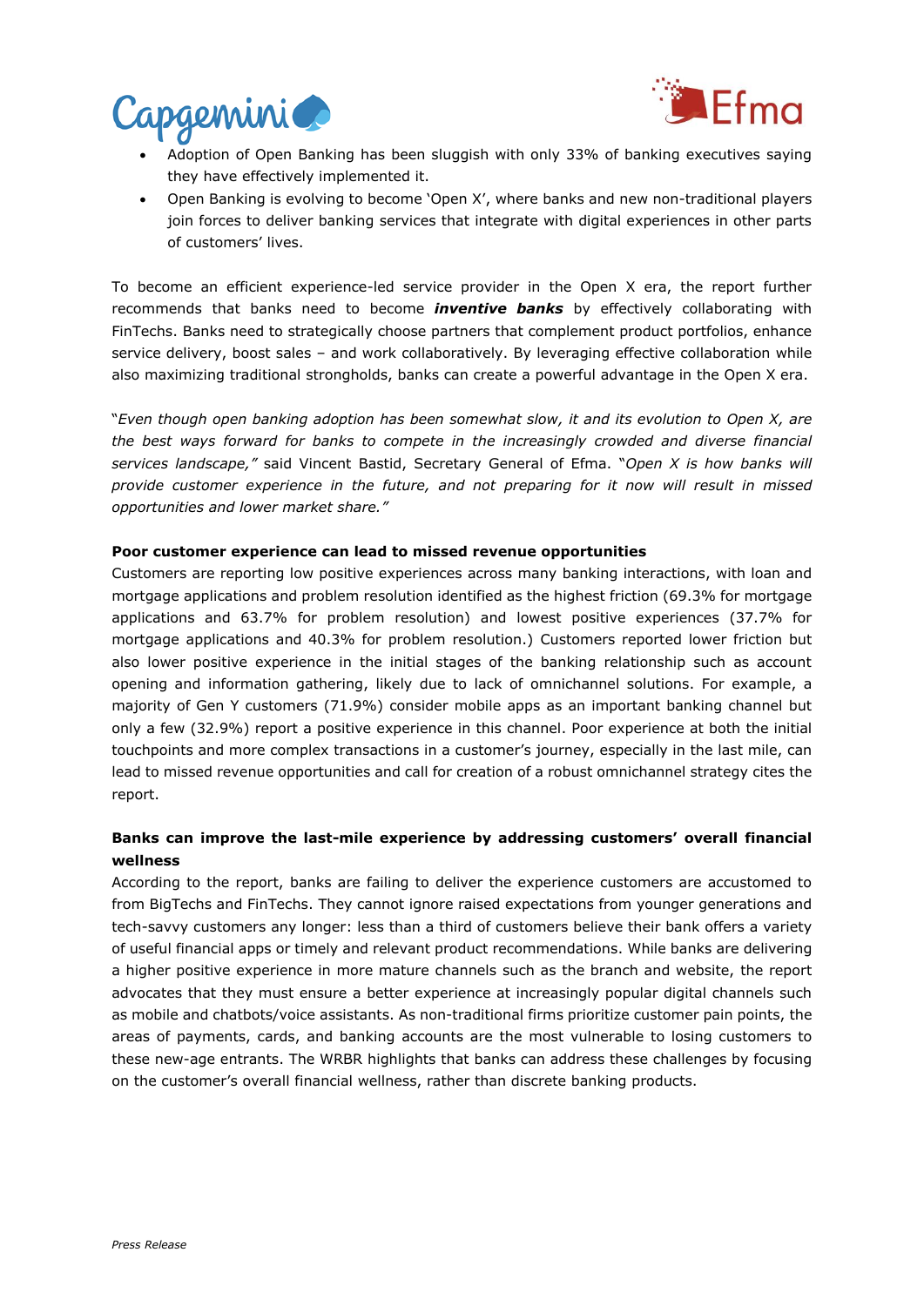- Adoption of Open Banking has been sluggish with only 33% of banking executives saying they have effectively implemented it.
- Open Banking is evolving to become 'Open X', where banks and new non-traditional players join forces to deliver banking services that integrate with digital experiences in other parts of customers' lives.

To become an efficient experience-led service provider in the Open X era, the report further recommends that banks need to become ***inventive banks*** by effectively collaborating with FinTechs. Banks need to strategically choose partners that complement product portfolios, enhance service delivery, boost sales – and work collaboratively. By leveraging effective collaboration while also maximizing traditional strongholds, banks can create a powerful advantage in the Open X era.

"*Even though open banking adoption has been somewhat slow, it and its evolution to Open X, are the best ways forward for banks to compete in the increasingly crowded and diverse financial services landscape,"* said Vincent Bastid, Secretary General of Efma. "*Open X is how banks will provide customer experience in the future, and not preparing for it now will result in missed opportunities and lower market share."*

**Poor customer experience can lead to missed revenue opportunities**

Customers are reporting low positive experiences across many banking interactions, with loan and mortgage applications and problem resolution identified as the highest friction (69.3% for mortgage applications and 63.7% for problem resolution) and lowest positive experiences (37.7% for mortgage applications and 40.3% for problem resolution.) Customers reported lower friction but also lower positive experience in the initial stages of the banking relationship such as account opening and information gathering, likely due to lack of omnichannel solutions. For example, a majority of Gen Y customers (71.9%) consider mobile apps as an important banking channel but only a few (32.9%) report a positive experience in this channel. Poor experience at both the initial touchpoints and more complex transactions in a customer's journey, especially in the last mile, can lead to missed revenue opportunities and call for creation of a robust omnichannel strategy cites the report.

**Banks can improve the last-mile experience by addressing customers' overall financial wellness**

According to the report, banks are failing to deliver the experience customers are accustomed to from BigTechs and FinTechs. They cannot ignore raised expectations from younger generations and tech-savvy customers any longer: less than a third of customers believe their bank offers a variety of useful financial apps or timely and relevant product recommendations. While banks are delivering a higher positive experience in more mature channels such as the branch and website, the report advocates that they must ensure a better experience at increasingly popular digital channels such as mobile and chatbots/voice assistants. As non-traditional firms prioritize customer pain points, the areas of payments, cards, and banking accounts are the most vulnerable to losing customers to these new-age entrants. The WRBR highlights that banks can address these challenges by focusing on the customer's overall financial wellness, rather than discrete banking products.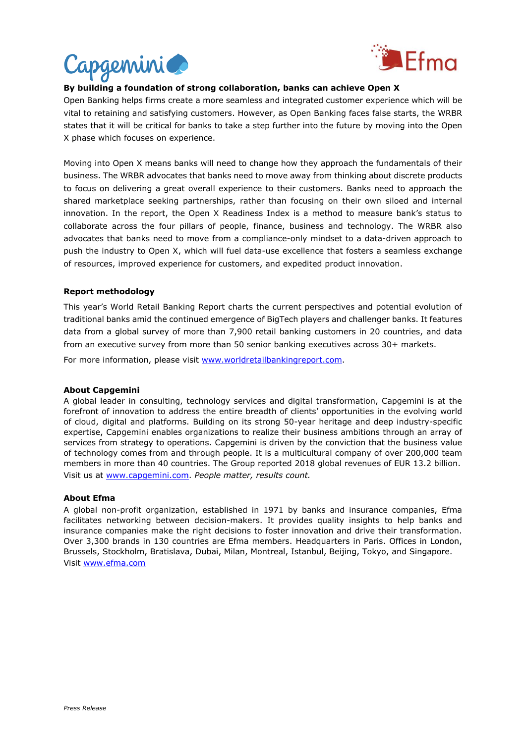**By building a foundation of strong collaboration, banks can achieve Open X**

Open Banking helps firms create a more seamless and integrated customer experience which will be vital to retaining and satisfying customers. However, as Open Banking faces false starts, the WRBR states that it will be critical for banks to take a step further into the future by moving into the Open X phase which focuses on experience.

Moving into Open X means banks will need to change how they approach the fundamentals of their business. The WRBR advocates that banks need to move away from thinking about discrete products to focus on delivering a great overall experience to their customers. Banks need to approach the shared marketplace seeking partnerships, rather than focusing on their own siloed and internal innovation. In the report, the Open X Readiness Index is a method to measure bank's status to collaborate across the four pillars of people, finance, business and technology. The WRBR also advocates that banks need to move from a compliance-only mindset to a data-driven approach to push the industry to Open X, which will fuel data-use excellence that fosters a seamless exchange of resources, improved experience for customers, and expedited product innovation.

**Report methodology**

This year's World Retail Banking Report charts the current perspectives and potential evolution of traditional banks amid the continued emergence of BigTech players and challenger banks. It features data from a global survey of more than 7,900 retail banking customers in 20 countries, and data from an executive survey from more than 50 senior banking executives across 30+ markets.

For more information, please visit www.worldretailbankingreport.com.

**About Capgemini**

A global leader in consulting, technology services and digital transformation, Capgemini is at the forefront of innovation to address the entire breadth of clients' opportunities in the evolving world of cloud, digital and platforms. Building on its strong 50-year heritage and deep industry-specific expertise, Capgemini enables organizations to realize their business ambitions through an array of services from strategy to operations. Capgemini is driven by the conviction that the business value of technology comes from and through people. It is a multicultural company of over 200,000 team members in more than 40 countries. The Group reported 2018 global revenues of EUR 13.2 billion. Visit us at www.capgemini.com. *People matter, results count.*

**About Efma**

A global non-profit organization, established in 1971 by banks and insurance companies, Efma facilitates networking between decision-makers. It provides quality insights to help banks and insurance companies make the right decisions to foster innovation and drive their transformation. Over 3,300 brands in 130 countries are Efma members. Headquarters in Paris. Offices in London, Brussels, Stockholm, Bratislava, Dubai, Milan, Montreal, Istanbul, Beijing, Tokyo, and Singapore. Visit www.efma.com